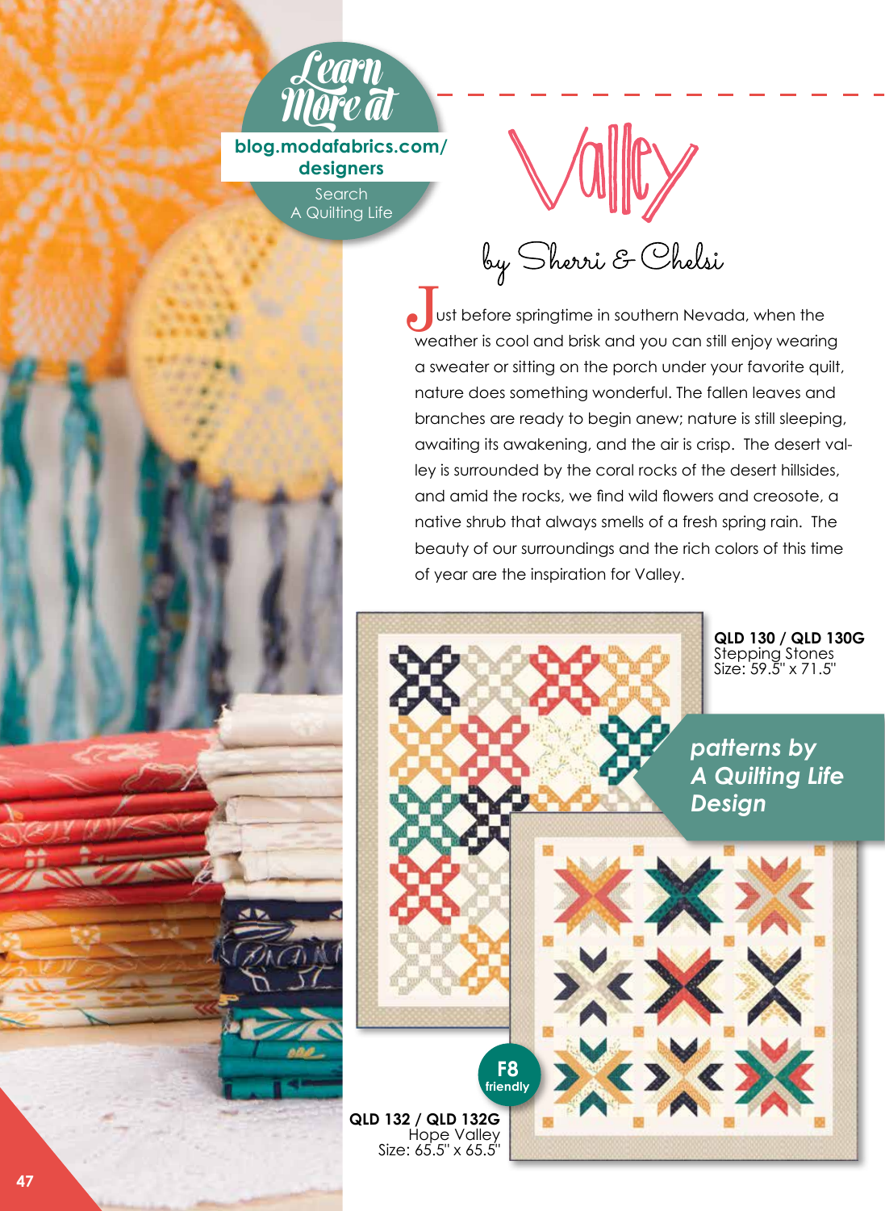**Learn More at**

**blog.modafabrics.com/designers**

Search A Quilting Life

# Valley

by Sherri & Chelsi

Just before springtime in southern Nevada, when the weather is cool and brisk and you can still enjoy wearing a sweater or sitting on the porch under your favorite quilt, nature does something wonderful. The fallen leaves and branches are ready to begin anew; nature is still sleeping, awaiting its awakening, and the air is crisp. The desert valley is surrounded by the coral rocks of the desert hillsides, and amid the rocks, we find wild flowers and creosote, a native shrub that always smells of a fresh spring rain. The beauty of our surroundings and the rich colors of this time of year are the inspiration for Valley.

**QLD 130 / QLD 130G**
Stepping Stones
Size: 59.5" x 71.5"

***patterns by A Quilting Life Design***

**F8 friendly**

**QLD 132 / QLD 132G**
Hope Valley
Size: 65.5" x 65.5"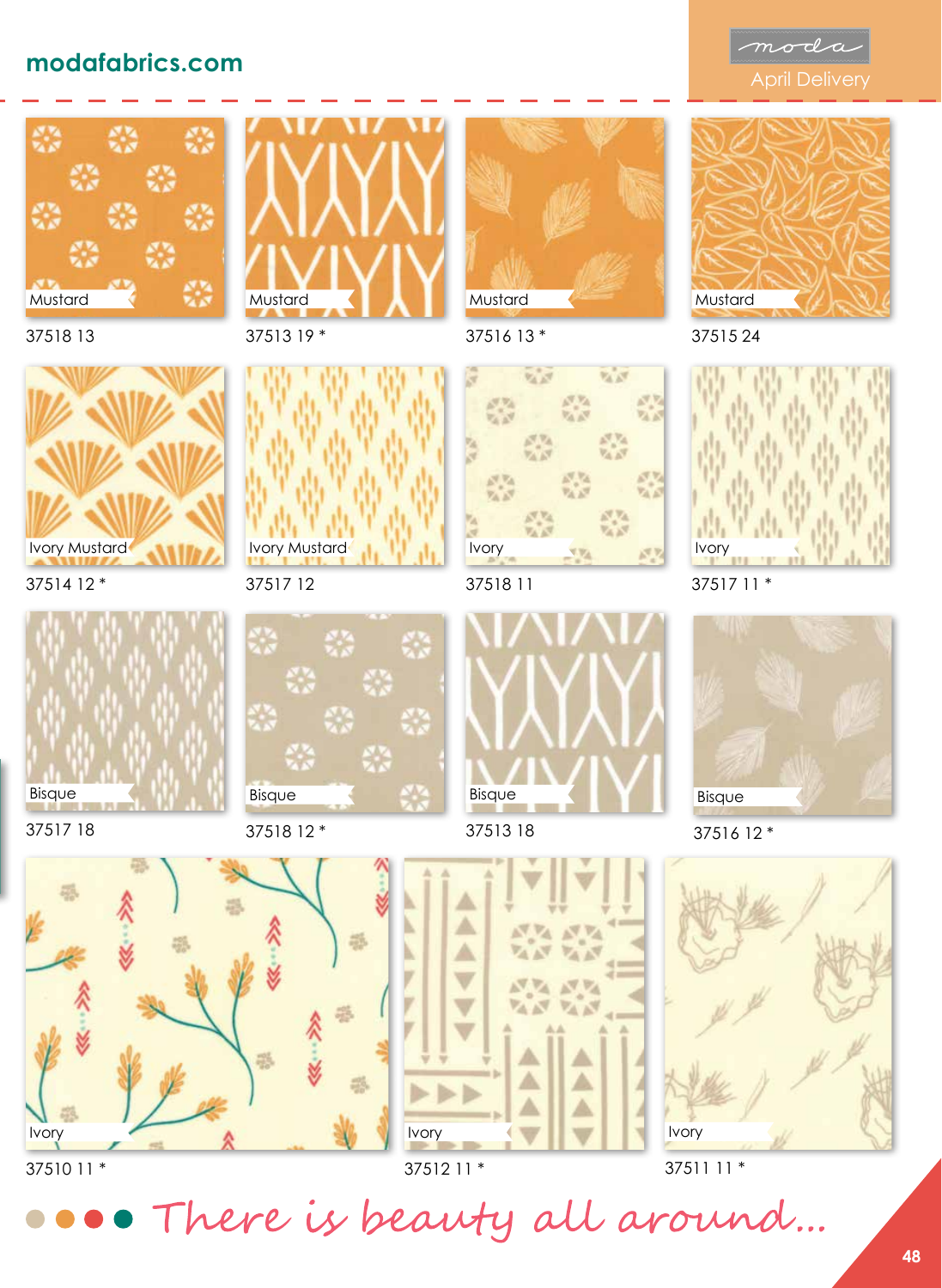modafabrics.com

moda
April Delivery

Mustard
37518 13

Mustard
37513 19 *

Mustard
37516 13 *

Mustard
37515 24

Ivory Mustard
37514 12 *

Ivory Mustard
37517 12

Ivory
37518 11

Ivory
37517 11 *

Bisque
37517 18

Bisque
37518 12 *

Bisque
37513 18

Bisque
37516 12 *

Ivory
37510 11 *

Ivory
37512 11 *

Ivory
37511 11 *

There is beauty all around...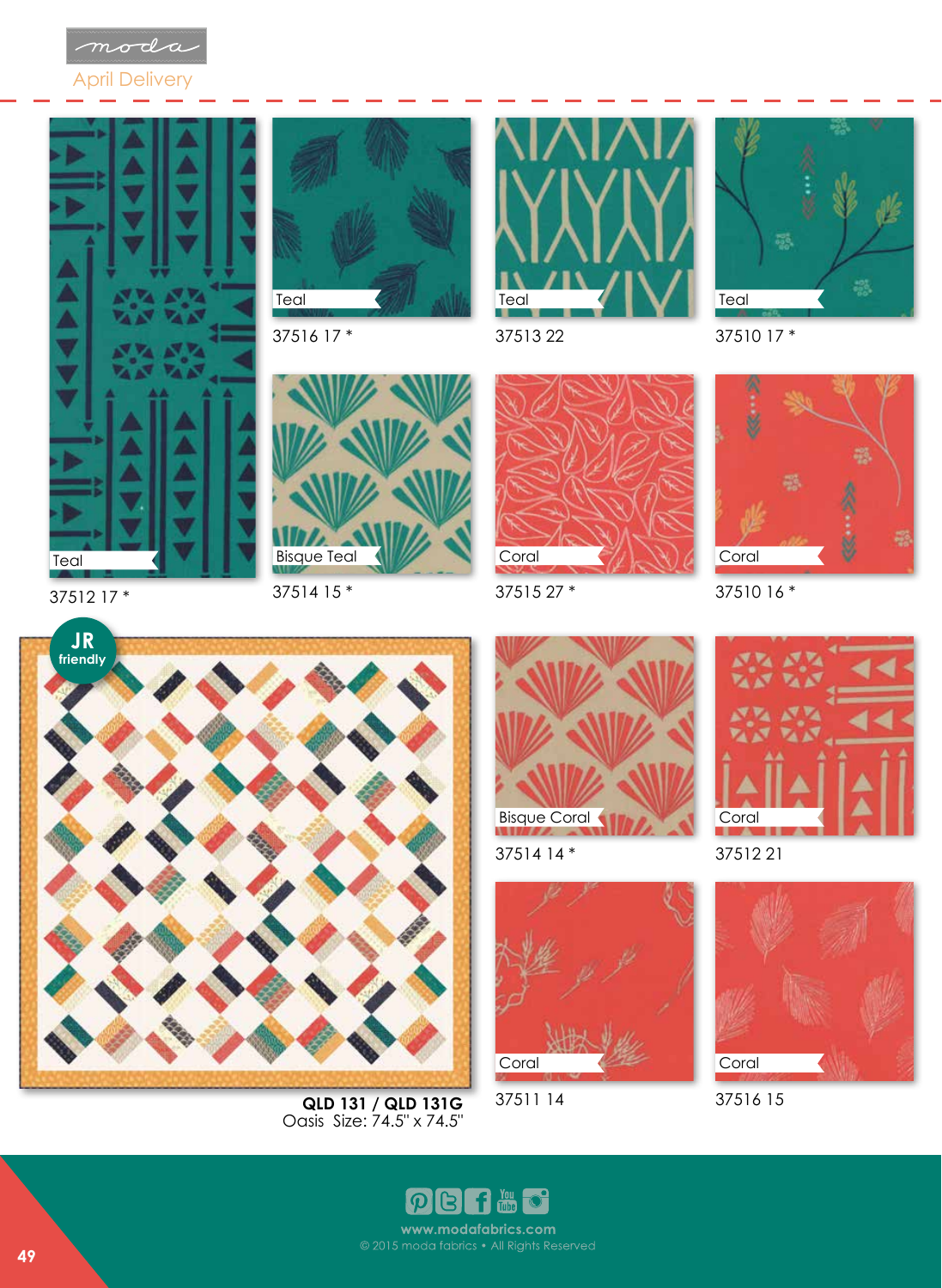moda

April Delivery

Teal
37512 17 *

Teal
37516 17 *

Teal
37513 22

Teal
37510 17 *

Bisque Teal
37514 15 *

Coral
37515 27 *

Coral
37510 16 *

JR friendly

**QLD 131 / QLD 131G**
Oasis Size: 74.5" x 74.5"

Bisque Coral
37514 14 *

Coral
37512 21

Coral
37511 14

Coral
37516 15

www.modafabrics.com
© 2015 moda fabrics • All Rights Reserved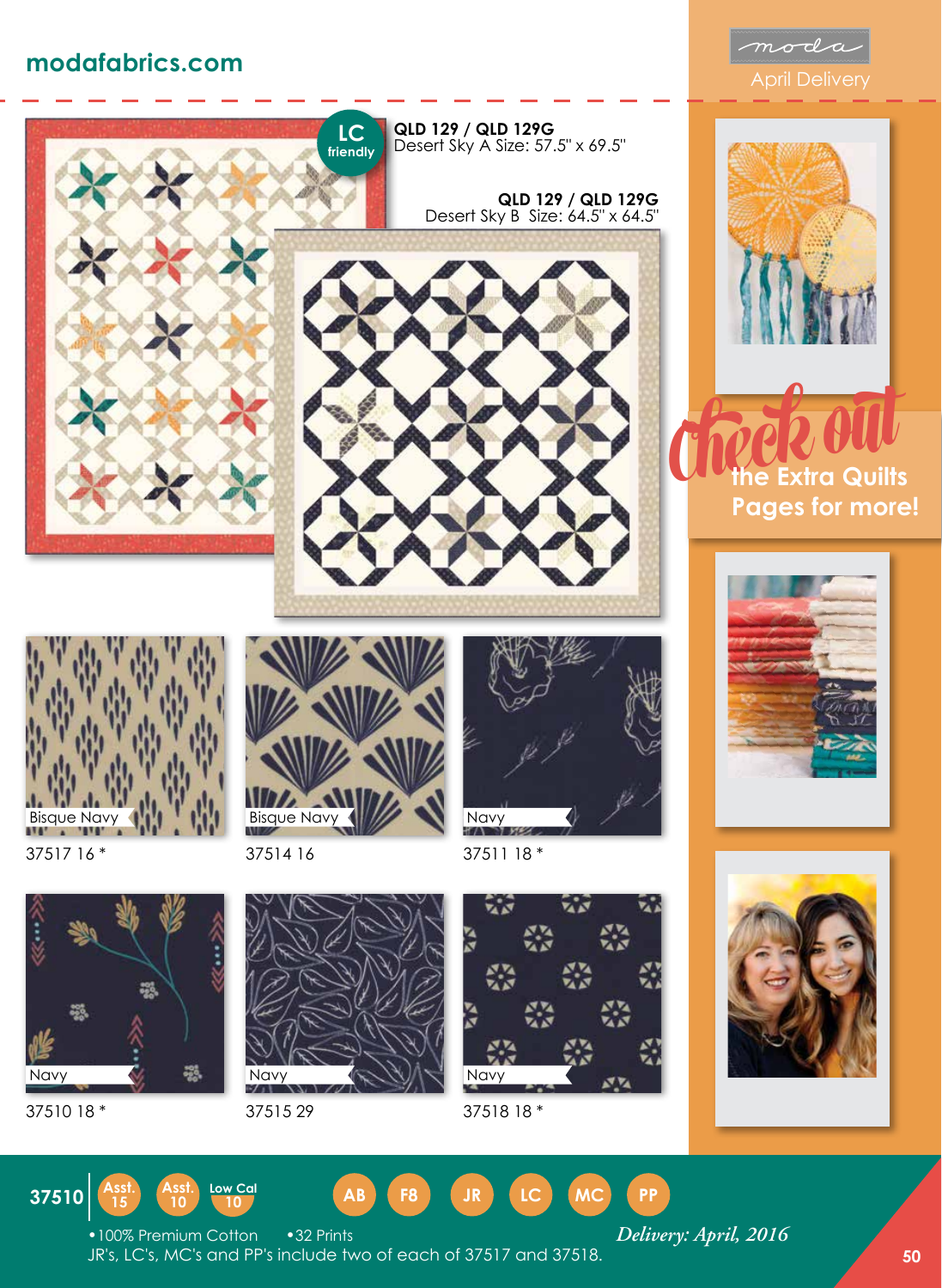modafabrics.com

moda

April Delivery

LC friendly

**QLD 129 / QLD 129G**
Desert Sky A Size: 57.5" x 69.5"

**QLD 129 / QLD 129G**
Desert Sky B Size: 64.5" x 64.5"

Check out the Extra Quilts Pages for more!

Bisque Navy
37517 16 *

Bisque Navy
37514 16

Navy
37511 18 *

Navy
37510 18 *

Navy
37515 29

Navy
37518 18 *

**37510** Asst. 15 Asst. 10 Low Cal 10 AB F8 JR LC MC PP

• 100% Premium Cotton • 32 Prints

JR's, LC's, MC's and PP's include two of each of 37517 and 37518.

*Delivery: April, 2016*